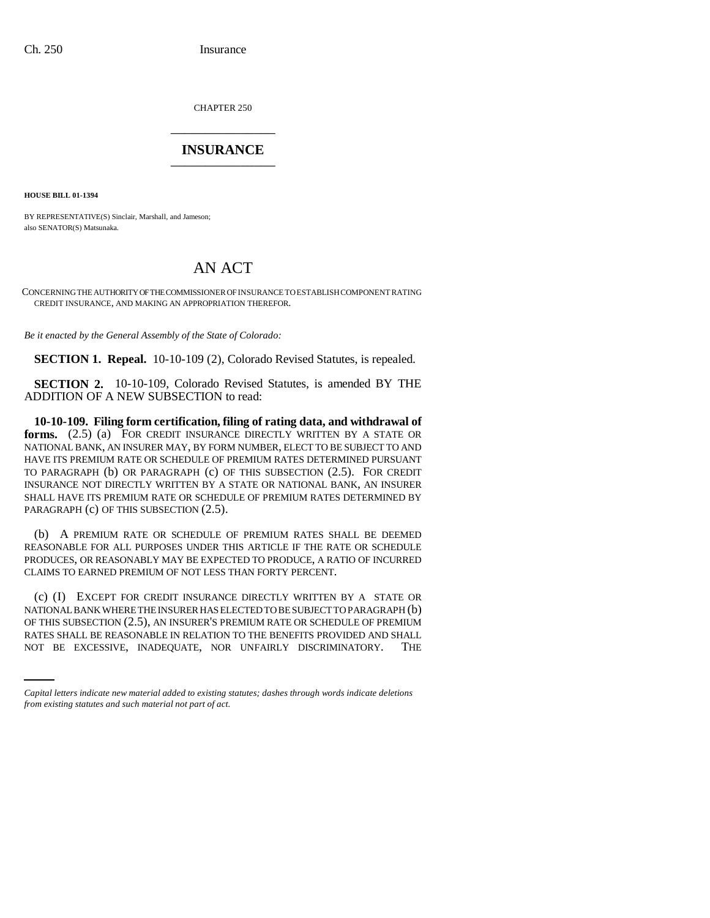CHAPTER 250

# INSURANCE

**HOUSE BILL 01-1394**

BY REPRESENTATIVE(S) Sinclair, Marshall, and Jameson;
also SENATOR(S) Matsunaka.

# AN ACT

CONCERNING THE AUTHORITY OF THE COMMISSIONER OF INSURANCE TO ESTABLISH COMPONENT RATING CREDIT INSURANCE, AND MAKING AN APPROPRIATION THEREFOR.

*Be it enacted by the General Assembly of the State of Colorado:*

**SECTION 1. Repeal.** 10-10-109 (2), Colorado Revised Statutes, is repealed.

**SECTION 2.** 10-10-109, Colorado Revised Statutes, is amended BY THE ADDITION OF A NEW SUBSECTION to read:

**10-10-109. Filing form certification, filing of rating data, and withdrawal of forms.** (2.5) (a) FOR CREDIT INSURANCE DIRECTLY WRITTEN BY A STATE OR NATIONAL BANK, AN INSURER MAY, BY FORM NUMBER, ELECT TO BE SUBJECT TO AND HAVE ITS PREMIUM RATE OR SCHEDULE OF PREMIUM RATES DETERMINED PURSUANT TO PARAGRAPH (b) OR PARAGRAPH (c) OF THIS SUBSECTION (2.5). FOR CREDIT INSURANCE NOT DIRECTLY WRITTEN BY A STATE OR NATIONAL BANK, AN INSURER SHALL HAVE ITS PREMIUM RATE OR SCHEDULE OF PREMIUM RATES DETERMINED BY PARAGRAPH (c) OF THIS SUBSECTION (2.5).

(b) A PREMIUM RATE OR SCHEDULE OF PREMIUM RATES SHALL BE DEEMED REASONABLE FOR ALL PURPOSES UNDER THIS ARTICLE IF THE RATE OR SCHEDULE PRODUCES, OR REASONABLY MAY BE EXPECTED TO PRODUCE, A RATIO OF INCURRED CLAIMS TO EARNED PREMIUM OF NOT LESS THAN FORTY PERCENT.

(c) (I) EXCEPT FOR CREDIT INSURANCE DIRECTLY WRITTEN BY A STATE OR NATIONAL BANK WHERE THE INSURER HAS ELECTED TO BE SUBJECT TO PARAGRAPH (b) OF THIS SUBSECTION (2.5), AN INSURER'S PREMIUM RATE OR SCHEDULE OF PREMIUM RATES SHALL BE REASONABLE IN RELATION TO THE BENEFITS PROVIDED AND SHALL NOT BE EXCESSIVE, INADEQUATE, NOR UNFAIRLY DISCRIMINATORY. THE

*Capital letters indicate new material added to existing statutes; dashes through words indicate deletions from existing statutes and such material not part of act.*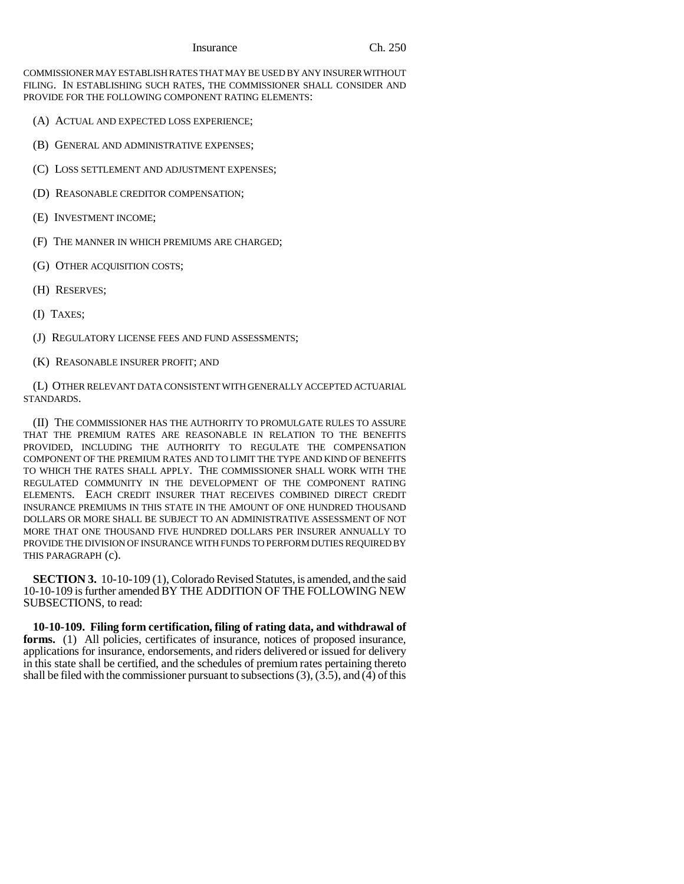COMMISSIONER MAY ESTABLISH RATES THAT MAY BE USED BY ANY INSURER WITHOUT FILING. IN ESTABLISHING SUCH RATES, THE COMMISSIONER SHALL CONSIDER AND PROVIDE FOR THE FOLLOWING COMPONENT RATING ELEMENTS:

(A) ACTUAL AND EXPECTED LOSS EXPERIENCE;

(B) GENERAL AND ADMINISTRATIVE EXPENSES;

(C) LOSS SETTLEMENT AND ADJUSTMENT EXPENSES;

(D) REASONABLE CREDITOR COMPENSATION;

(E) INVESTMENT INCOME;

(F) THE MANNER IN WHICH PREMIUMS ARE CHARGED;

(G) OTHER ACQUISITION COSTS;

(H) RESERVES;

(I) TAXES;

(J) REGULATORY LICENSE FEES AND FUND ASSESSMENTS;

(K) REASONABLE INSURER PROFIT; AND

(L) OTHER RELEVANT DATA CONSISTENT WITH GENERALLY ACCEPTED ACTUARIAL STANDARDS.

(II) THE COMMISSIONER HAS THE AUTHORITY TO PROMULGATE RULES TO ASSURE THAT THE PREMIUM RATES ARE REASONABLE IN RELATION TO THE BENEFITS PROVIDED, INCLUDING THE AUTHORITY TO REGULATE THE COMPENSATION COMPONENT OF THE PREMIUM RATES AND TO LIMIT THE TYPE AND KIND OF BENEFITS TO WHICH THE RATES SHALL APPLY. THE COMMISSIONER SHALL WORK WITH THE REGULATED COMMUNITY IN THE DEVELOPMENT OF THE COMPONENT RATING ELEMENTS. EACH CREDIT INSURER THAT RECEIVES COMBINED DIRECT CREDIT INSURANCE PREMIUMS IN THIS STATE IN THE AMOUNT OF ONE HUNDRED THOUSAND DOLLARS OR MORE SHALL BE SUBJECT TO AN ADMINISTRATIVE ASSESSMENT OF NOT MORE THAT ONE THOUSAND FIVE HUNDRED DOLLARS PER INSURER ANNUALLY TO PROVIDE THE DIVISION OF INSURANCE WITH FUNDS TO PERFORM DUTIES REQUIRED BY THIS PARAGRAPH (c).

**SECTION 3.** 10-10-109 (1), Colorado Revised Statutes, is amended, and the said 10-10-109 is further amended BY THE ADDITION OF THE FOLLOWING NEW SUBSECTIONS, to read:

**10-10-109. Filing form certification, filing of rating data, and withdrawal of forms.** (1) All policies, certificates of insurance, notices of proposed insurance, applications for insurance, endorsements, and riders delivered or issued for delivery in this state shall be certified, and the schedules of premium rates pertaining thereto shall be filed with the commissioner pursuant to subsections (3), (3.5), and (4) of this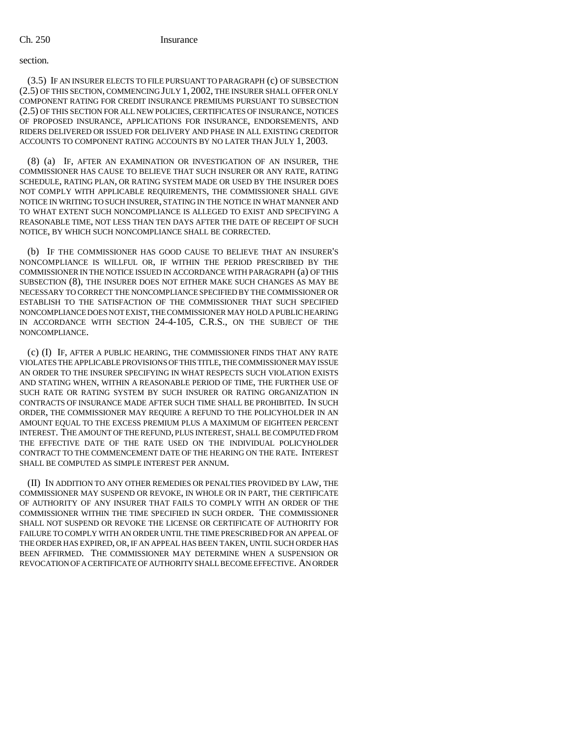section.

(3.5) IF AN INSURER ELECTS TO FILE PURSUANT TO PARAGRAPH (c) OF SUBSECTION (2.5) OF THIS SECTION, COMMENCING JULY 1, 2002, THE INSURER SHALL OFFER ONLY COMPONENT RATING FOR CREDIT INSURANCE PREMIUMS PURSUANT TO SUBSECTION (2.5) OF THIS SECTION FOR ALL NEW POLICIES, CERTIFICATES OF INSURANCE, NOTICES OF PROPOSED INSURANCE, APPLICATIONS FOR INSURANCE, ENDORSEMENTS, AND RIDERS DELIVERED OR ISSUED FOR DELIVERY AND PHASE IN ALL EXISTING CREDITOR ACCOUNTS TO COMPONENT RATING ACCOUNTS BY NO LATER THAN JULY 1, 2003.

(8) (a) IF, AFTER AN EXAMINATION OR INVESTIGATION OF AN INSURER, THE COMMISSIONER HAS CAUSE TO BELIEVE THAT SUCH INSURER OR ANY RATE, RATING SCHEDULE, RATING PLAN, OR RATING SYSTEM MADE OR USED BY THE INSURER DOES NOT COMPLY WITH APPLICABLE REQUIREMENTS, THE COMMISSIONER SHALL GIVE NOTICE IN WRITING TO SUCH INSURER, STATING IN THE NOTICE IN WHAT MANNER AND TO WHAT EXTENT SUCH NONCOMPLIANCE IS ALLEGED TO EXIST AND SPECIFYING A REASONABLE TIME, NOT LESS THAN TEN DAYS AFTER THE DATE OF RECEIPT OF SUCH NOTICE, BY WHICH SUCH NONCOMPLIANCE SHALL BE CORRECTED.

(b) IF THE COMMISSIONER HAS GOOD CAUSE TO BELIEVE THAT AN INSURER'S NONCOMPLIANCE IS WILLFUL OR, IF WITHIN THE PERIOD PRESCRIBED BY THE COMMISSIONER IN THE NOTICE ISSUED IN ACCORDANCE WITH PARAGRAPH (a) OF THIS SUBSECTION (8), THE INSURER DOES NOT EITHER MAKE SUCH CHANGES AS MAY BE NECESSARY TO CORRECT THE NONCOMPLIANCE SPECIFIED BY THE COMMISSIONER OR ESTABLISH TO THE SATISFACTION OF THE COMMISSIONER THAT SUCH SPECIFIED NONCOMPLIANCE DOES NOT EXIST, THE COMMISSIONER MAY HOLD A PUBLIC HEARING IN ACCORDANCE WITH SECTION 24-4-105, C.R.S., ON THE SUBJECT OF THE NONCOMPLIANCE.

(c) (I) IF, AFTER A PUBLIC HEARING, THE COMMISSIONER FINDS THAT ANY RATE VIOLATES THE APPLICABLE PROVISIONS OF THIS TITLE, THE COMMISSIONER MAY ISSUE AN ORDER TO THE INSURER SPECIFYING IN WHAT RESPECTS SUCH VIOLATION EXISTS AND STATING WHEN, WITHIN A REASONABLE PERIOD OF TIME, THE FURTHER USE OF SUCH RATE OR RATING SYSTEM BY SUCH INSURER OR RATING ORGANIZATION IN CONTRACTS OF INSURANCE MADE AFTER SUCH TIME SHALL BE PROHIBITED. IN SUCH ORDER, THE COMMISSIONER MAY REQUIRE A REFUND TO THE POLICYHOLDER IN AN AMOUNT EQUAL TO THE EXCESS PREMIUM PLUS A MAXIMUM OF EIGHTEEN PERCENT INTEREST. THE AMOUNT OF THE REFUND, PLUS INTEREST, SHALL BE COMPUTED FROM THE EFFECTIVE DATE OF THE RATE USED ON THE INDIVIDUAL POLICYHOLDER CONTRACT TO THE COMMENCEMENT DATE OF THE HEARING ON THE RATE. INTEREST SHALL BE COMPUTED AS SIMPLE INTEREST PER ANNUM.

(II) IN ADDITION TO ANY OTHER REMEDIES OR PENALTIES PROVIDED BY LAW, THE COMMISSIONER MAY SUSPEND OR REVOKE, IN WHOLE OR IN PART, THE CERTIFICATE OF AUTHORITY OF ANY INSURER THAT FAILS TO COMPLY WITH AN ORDER OF THE COMMISSIONER WITHIN THE TIME SPECIFIED IN SUCH ORDER. THE COMMISSIONER SHALL NOT SUSPEND OR REVOKE THE LICENSE OR CERTIFICATE OF AUTHORITY FOR FAILURE TO COMPLY WITH AN ORDER UNTIL THE TIME PRESCRIBED FOR AN APPEAL OF THE ORDER HAS EXPIRED, OR, IF AN APPEAL HAS BEEN TAKEN, UNTIL SUCH ORDER HAS BEEN AFFIRMED. THE COMMISSIONER MAY DETERMINE WHEN A SUSPENSION OR REVOCATION OF A CERTIFICATE OF AUTHORITY SHALL BECOME EFFECTIVE. AN ORDER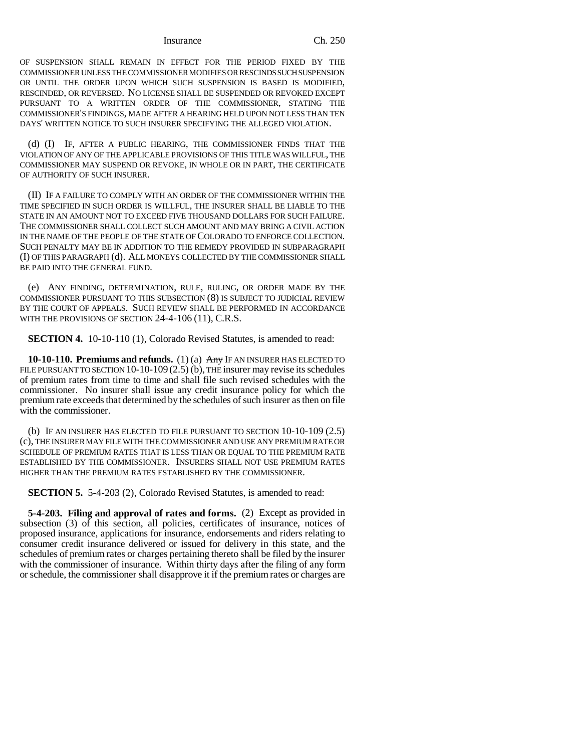OF SUSPENSION SHALL REMAIN IN EFFECT FOR THE PERIOD FIXED BY THE COMMISSIONER UNLESS THE COMMISSIONER MODIFIES OR RESCINDS SUCH SUSPENSION OR UNTIL THE ORDER UPON WHICH SUCH SUSPENSION IS BASED IS MODIFIED, RESCINDED, OR REVERSED. NO LICENSE SHALL BE SUSPENDED OR REVOKED EXCEPT PURSUANT TO A WRITTEN ORDER OF THE COMMISSIONER, STATING THE COMMISSIONER'S FINDINGS, MADE AFTER A HEARING HELD UPON NOT LESS THAN TEN DAYS' WRITTEN NOTICE TO SUCH INSURER SPECIFYING THE ALLEGED VIOLATION.

(d) (I) IF, AFTER A PUBLIC HEARING, THE COMMISSIONER FINDS THAT THE VIOLATION OF ANY OF THE APPLICABLE PROVISIONS OF THIS TITLE WAS WILLFUL, THE COMMISSIONER MAY SUSPEND OR REVOKE, IN WHOLE OR IN PART, THE CERTIFICATE OF AUTHORITY OF SUCH INSURER.

(II) IF A FAILURE TO COMPLY WITH AN ORDER OF THE COMMISSIONER WITHIN THE TIME SPECIFIED IN SUCH ORDER IS WILLFUL, THE INSURER SHALL BE LIABLE TO THE STATE IN AN AMOUNT NOT TO EXCEED FIVE THOUSAND DOLLARS FOR SUCH FAILURE. THE COMMISSIONER SHALL COLLECT SUCH AMOUNT AND MAY BRING A CIVIL ACTION IN THE NAME OF THE PEOPLE OF THE STATE OF COLORADO TO ENFORCE COLLECTION. SUCH PENALTY MAY BE IN ADDITION TO THE REMEDY PROVIDED IN SUBPARAGRAPH (I) OF THIS PARAGRAPH (d). ALL MONEYS COLLECTED BY THE COMMISSIONER SHALL BE PAID INTO THE GENERAL FUND.

(e) ANY FINDING, DETERMINATION, RULE, RULING, OR ORDER MADE BY THE COMMISSIONER PURSUANT TO THIS SUBSECTION (8) IS SUBJECT TO JUDICIAL REVIEW BY THE COURT OF APPEALS. SUCH REVIEW SHALL BE PERFORMED IN ACCORDANCE WITH THE PROVISIONS OF SECTION 24-4-106 (11), C.R.S.

**SECTION 4.** 10-10-110 (1), Colorado Revised Statutes, is amended to read:

**10-10-110. Premiums and refunds.** (1) (a) ~~Any~~ IF AN INSURER HAS ELECTED TO FILE PURSUANT TO SECTION 10-10-109 (2.5) (b), THE insurer may revise its schedules of premium rates from time to time and shall file such revised schedules with the commissioner. No insurer shall issue any credit insurance policy for which the premium rate exceeds that determined by the schedules of such insurer as then on file with the commissioner.

(b) IF AN INSURER HAS ELECTED TO FILE PURSUANT TO SECTION 10-10-109 (2.5) (c), THE INSURER MAY FILE WITH THE COMMISSIONER AND USE ANY PREMIUM RATE OR SCHEDULE OF PREMIUM RATES THAT IS LESS THAN OR EQUAL TO THE PREMIUM RATE ESTABLISHED BY THE COMMISSIONER. INSURERS SHALL NOT USE PREMIUM RATES HIGHER THAN THE PREMIUM RATES ESTABLISHED BY THE COMMISSIONER.

**SECTION 5.** 5-4-203 (2), Colorado Revised Statutes, is amended to read:

**5-4-203. Filing and approval of rates and forms.** (2) Except as provided in subsection (3) of this section, all policies, certificates of insurance, notices of proposed insurance, applications for insurance, endorsements and riders relating to consumer credit insurance delivered or issued for delivery in this state, and the schedules of premium rates or charges pertaining thereto shall be filed by the insurer with the commissioner of insurance. Within thirty days after the filing of any form or schedule, the commissioner shall disapprove it if the premium rates or charges are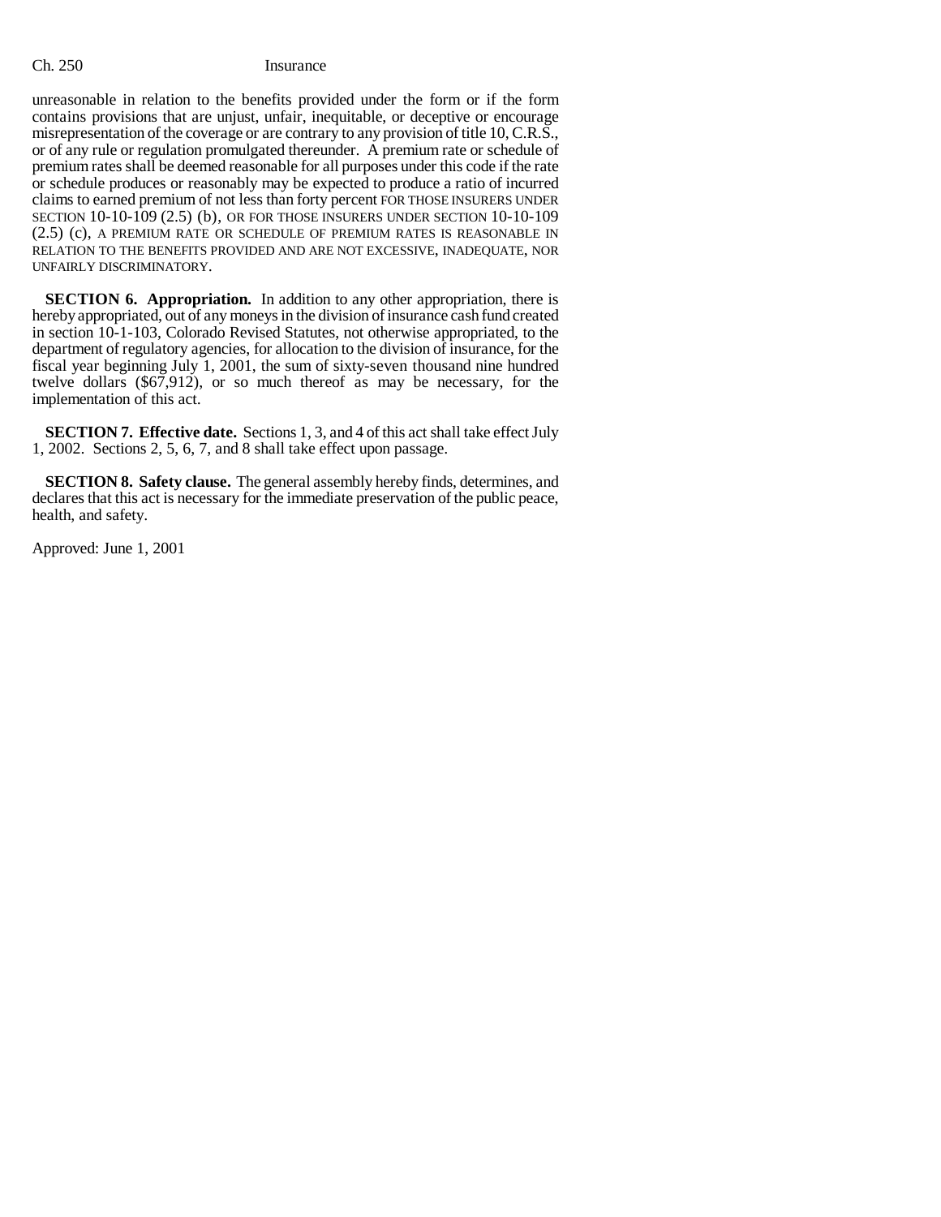unreasonable in relation to the benefits provided under the form or if the form contains provisions that are unjust, unfair, inequitable, or deceptive or encourage misrepresentation of the coverage or are contrary to any provision of title 10, C.R.S., or of any rule or regulation promulgated thereunder. A premium rate or schedule of premium rates shall be deemed reasonable for all purposes under this code if the rate or schedule produces or reasonably may be expected to produce a ratio of incurred claims to earned premium of not less than forty percent FOR THOSE INSURERS UNDER SECTION 10-10-109 (2.5) (b), OR FOR THOSE INSURERS UNDER SECTION 10-10-109 (2.5) (c), A PREMIUM RATE OR SCHEDULE OF PREMIUM RATES IS REASONABLE IN RELATION TO THE BENEFITS PROVIDED AND ARE NOT EXCESSIVE, INADEQUATE, NOR UNFAIRLY DISCRIMINATORY.

**SECTION 6. Appropriation.** In addition to any other appropriation, there is hereby appropriated, out of any moneys in the division of insurance cash fund created in section 10-1-103, Colorado Revised Statutes, not otherwise appropriated, to the department of regulatory agencies, for allocation to the division of insurance, for the fiscal year beginning July 1, 2001, the sum of sixty-seven thousand nine hundred twelve dollars ($67,912), or so much thereof as may be necessary, for the implementation of this act.

**SECTION 7. Effective date.** Sections 1, 3, and 4 of this act shall take effect July 1, 2002. Sections 2, 5, 6, 7, and 8 shall take effect upon passage.

**SECTION 8. Safety clause.** The general assembly hereby finds, determines, and declares that this act is necessary for the immediate preservation of the public peace, health, and safety.

Approved: June 1, 2001